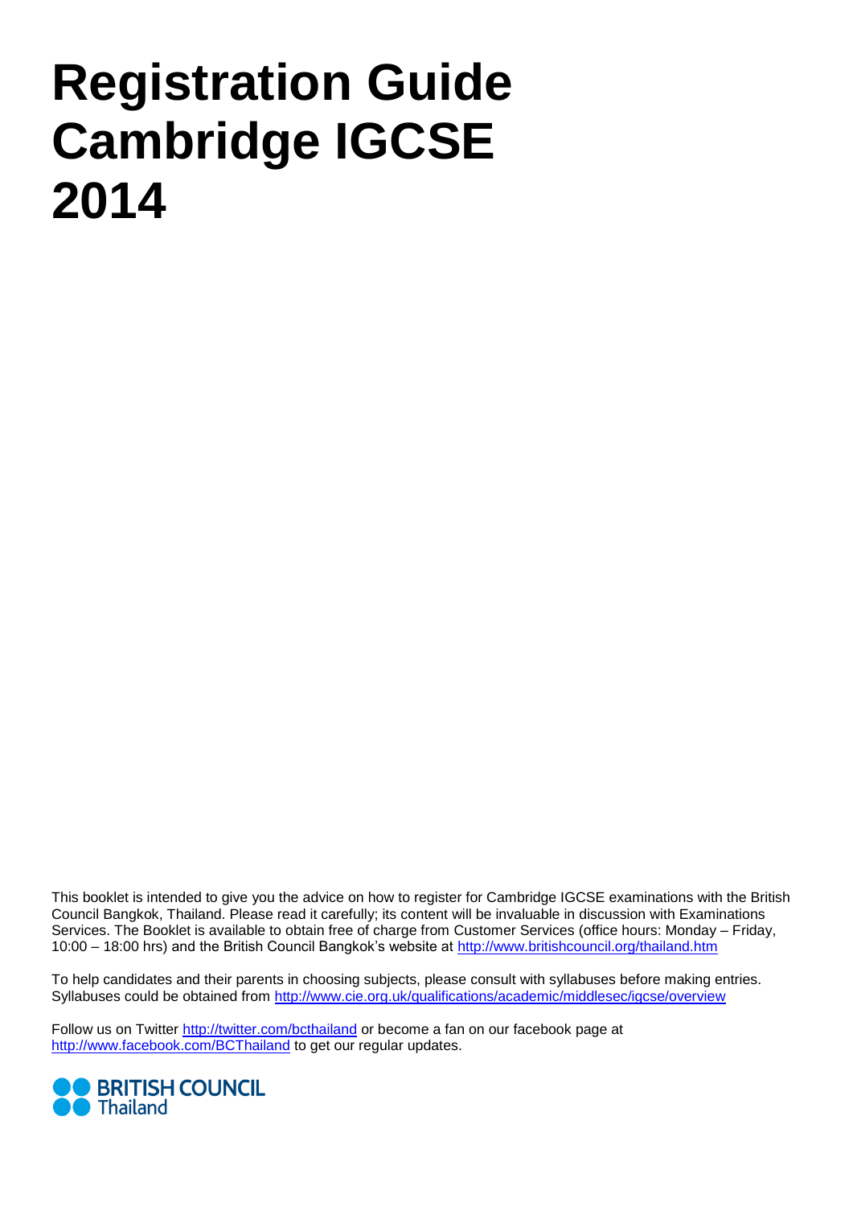# Registration Guide Cambridge IGCSE 2014

This booklet is intended to give you the advice on how to register for Cambridge IGCSE examinations with the British Council Bangkok, Thailand. Please read it carefully; its content will be invaluable in discussion with Examinations Services. The Booklet is available to obtain free of charge from Customer Services (office hours: Monday – Friday, 10:00 – 18:00 hrs) and the British Council Bangkok's website at http://www.britishcouncil.org/thailand.htm

To help candidates and their parents in choosing subjects, please consult with syllabuses before making entries. Syllabuses could be obtained from http://www.cie.org.uk/qualifications/academic/middlesec/igcse/overview

Follow us on Twitter http://twitter.com/bcthailand or become a fan on our facebook page at http://www.facebook.com/BCThailand to get our regular updates.

BRITISH COUNCIL
Thailand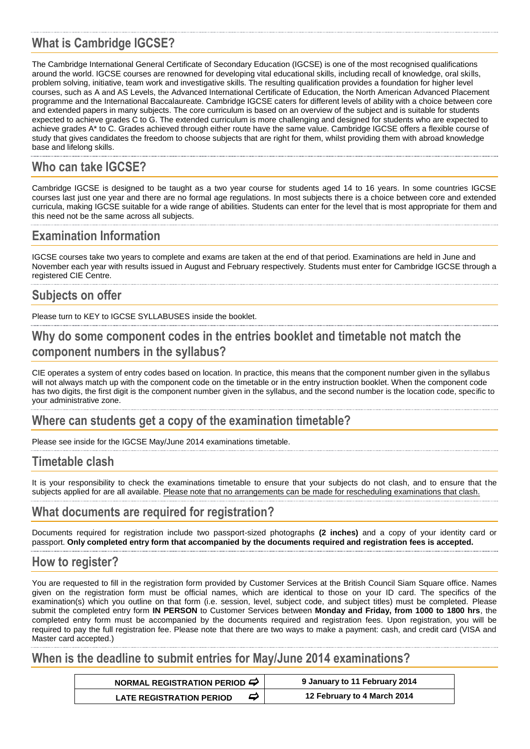## What is Cambridge IGCSE?

The Cambridge International General Certificate of Secondary Education (IGCSE) is one of the most recognised qualifications around the world. IGCSE courses are renowned for developing vital educational skills, including recall of knowledge, oral skills, problem solving, initiative, team work and investigative skills. The resulting qualification provides a foundation for higher level courses, such as A and AS Levels, the Advanced International Certificate of Education, the North American Advanced Placement programme and the International Baccalaureate. Cambridge IGCSE caters for different levels of ability with a choice between core and extended papers in many subjects. The core curriculum is based on an overview of the subject and is suitable for students expected to achieve grades C to G. The extended curriculum is more challenging and designed for students who are expected to achieve grades A* to C. Grades achieved through either route have the same value. Cambridge IGCSE offers a flexible course of study that gives candidates the freedom to choose subjects that are right for them, whilst providing them with abroad knowledge base and lifelong skills.

## Who can take IGCSE?

Cambridge IGCSE is designed to be taught as a two year course for students aged 14 to 16 years. In some countries IGCSE courses last just one year and there are no formal age regulations. In most subjects there is a choice between core and extended curricula, making IGCSE suitable for a wide range of abilities. Students can enter for the level that is most appropriate for them and this need not be the same across all subjects.

## Examination Information

IGCSE courses take two years to complete and exams are taken at the end of that period. Examinations are held in June and November each year with results issued in August and February respectively. Students must enter for Cambridge IGCSE through a registered CIE Centre.

## Subjects on offer

Please turn to KEY to IGCSE SYLLABUSES inside the booklet.

## Why do some component codes in the entries booklet and timetable not match the component numbers in the syllabus?

CIE operates a system of entry codes based on location. In practice, this means that the component number given in the syllabus will not always match up with the component code on the timetable or in the entry instruction booklet. When the component code has two digits, the first digit is the component number given in the syllabus, and the second number is the location code, specific to your administrative zone.

## Where can students get a copy of the examination timetable?

Please see inside for the IGCSE May/June 2014 examinations timetable.

## Timetable clash

It is your responsibility to check the examinations timetable to ensure that your subjects do not clash, and to ensure that the subjects applied for are all available. Please note that no arrangements can be made for rescheduling examinations that clash.

## What documents are required for registration?

Documents required for registration include two passport-sized photographs **(2 inches)** and a copy of your identity card or passport. **Only completed entry form that accompanied by the documents required and registration fees is accepted.**

## How to register?

You are requested to fill in the registration form provided by Customer Services at the British Council Siam Square office. Names given on the registration form must be official names, which are identical to those on your ID card. The specifics of the examination(s) which you outline on that form (i.e. session, level, subject code, and subject titles) must be completed. Please submit the completed entry form **IN PERSON** to Customer Services between **Monday and Friday, from 1000 to 1800 hrs**, the completed entry form must be accompanied by the documents required and registration fees. Upon registration, you will be required to pay the full registration fee. Please note that there are two ways to make a payment: cash, and credit card (VISA and Master card accepted.)

## When is the deadline to submit entries for May/June 2014 examinations?

| | |
|---|---|
| **NORMAL REGISTRATION PERIOD ⇨** | **9 January to 11 February 2014** |
| **LATE REGISTRATION PERIOD ⇨** | **12 February to 4 March 2014** |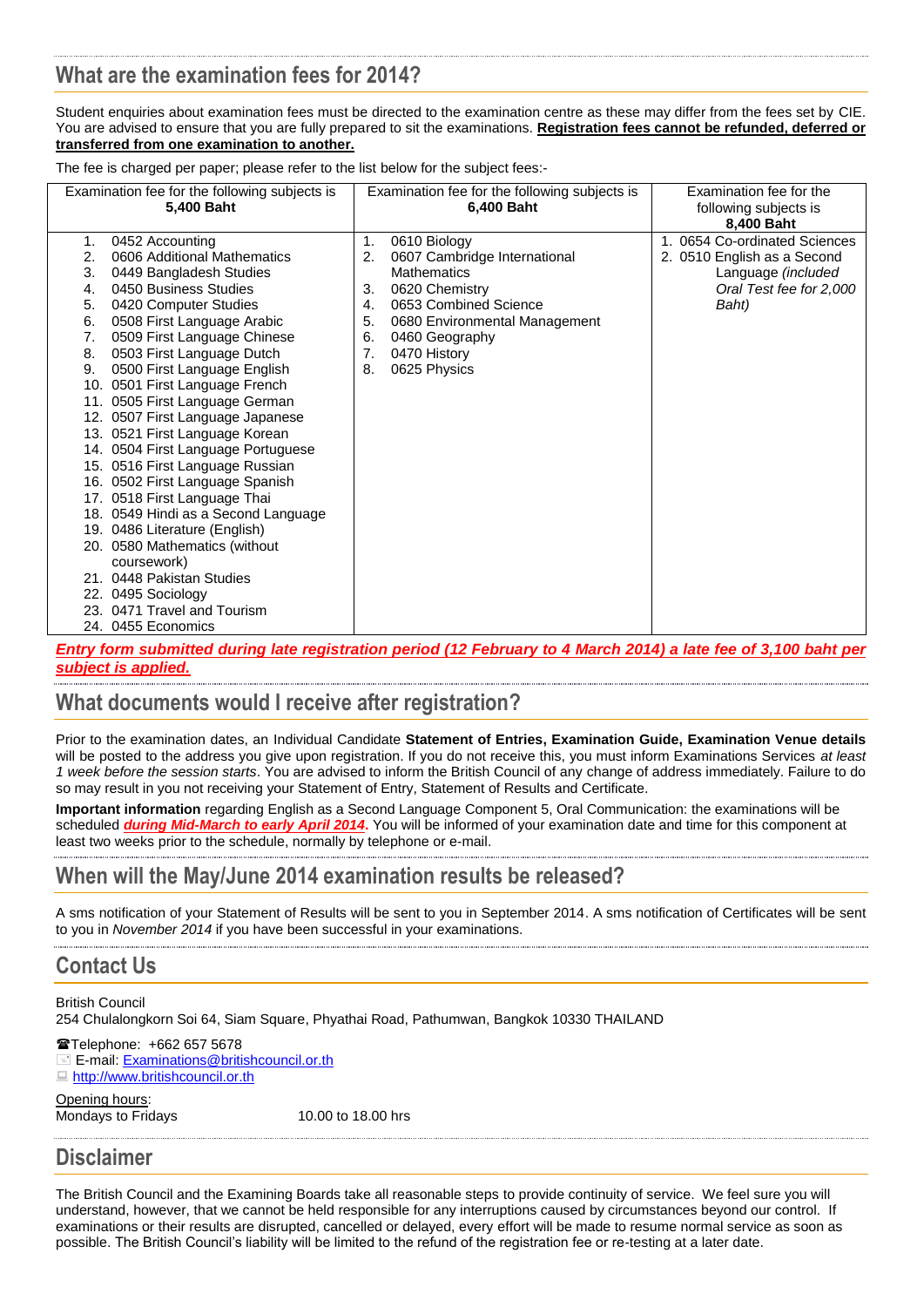## What are the examination fees for 2014?

Student enquiries about examination fees must be directed to the examination centre as these may differ from the fees set by CIE. You are advised to ensure that you are fully prepared to sit the examinations. **Registration fees cannot be refunded, deferred or transferred from one examination to another.**

The fee is charged per paper; please refer to the list below for the subject fees:-

| Examination fee for the following subjects is **5,400 Baht** | Examination fee for the following subjects is **6,400 Baht** | Examination fee for the following subjects is **8,400 Baht** |
|---|---|---|
| 1. 0452 Accounting<br>2. 0606 Additional Mathematics<br>3. 0449 Bangladesh Studies<br>4. 0450 Business Studies<br>5. 0420 Computer Studies<br>6. 0508 First Language Arabic<br>7. 0509 First Language Chinese<br>8. 0503 First Language Dutch<br>9. 0500 First Language English<br>10. 0501 First Language French<br>11. 0505 First Language German<br>12. 0507 First Language Japanese<br>13. 0521 First Language Korean<br>14. 0504 First Language Portuguese<br>15. 0516 First Language Russian<br>16. 0502 First Language Spanish<br>17. 0518 First Language Thai<br>18. 0549 Hindi as a Second Language<br>19. 0486 Literature (English)<br>20. 0580 Mathematics (without coursework)<br>21. 0448 Pakistan Studies<br>22. 0495 Sociology<br>23. 0471 Travel and Tourism<br>24. 0455 Economics | 1. 0610 Biology<br>2. 0607 Cambridge International Mathematics<br>3. 0620 Chemistry<br>4. 0653 Combined Science<br>5. 0680 Environmental Management<br>6. 0460 Geography<br>7. 0470 History<br>8. 0625 Physics | 1. 0654 Co-ordinated Sciences<br>2. 0510 English as a Second Language *(included Oral Test fee for 2,000 Baht)* |

***Entry form submitted during late registration period (12 February to 4 March 2014) a late fee of 3,100 baht per subject is applied.***

## What documents would I receive after registration?

Prior to the examination dates, an Individual Candidate **Statement of Entries, Examination Guide, Examination Venue details** will be posted to the address you give upon registration. If you do not receive this, you must inform Examinations Services *at least 1 week before the session starts*. You are advised to inform the British Council of any change of address immediately. Failure to do so may result in you not receiving your Statement of Entry, Statement of Results and Certificate.

**Important information** regarding English as a Second Language Component 5, Oral Communication: the examinations will be scheduled ***during Mid-March to early April 2014***. You will be informed of your examination date and time for this component at least two weeks prior to the schedule, normally by telephone or e-mail.

## When will the May/June 2014 examination results be released?

A sms notification of your Statement of Results will be sent to you in September 2014. A sms notification of Certificates will be sent to you in *November 2014* if you have been successful in your examinations.

## Contact Us

British Council
254 Chulalongkorn Soi 64, Siam Square, Phyathai Road, Pathumwan, Bangkok 10330 THAILAND

☎Telephone: +662 657 5678
E-mail: Examinations@britishcouncil.or.th
http://www.britishcouncil.or.th

Opening hours:
Mondays to Fridays 10.00 to 18.00 hrs

## Disclaimer

The British Council and the Examining Boards take all reasonable steps to provide continuity of service. We feel sure you will understand, however, that we cannot be held responsible for any interruptions caused by circumstances beyond our control. If examinations or their results are disrupted, cancelled or delayed, every effort will be made to resume normal service as soon as possible. The British Council's liability will be limited to the refund of the registration fee or re-testing at a later date.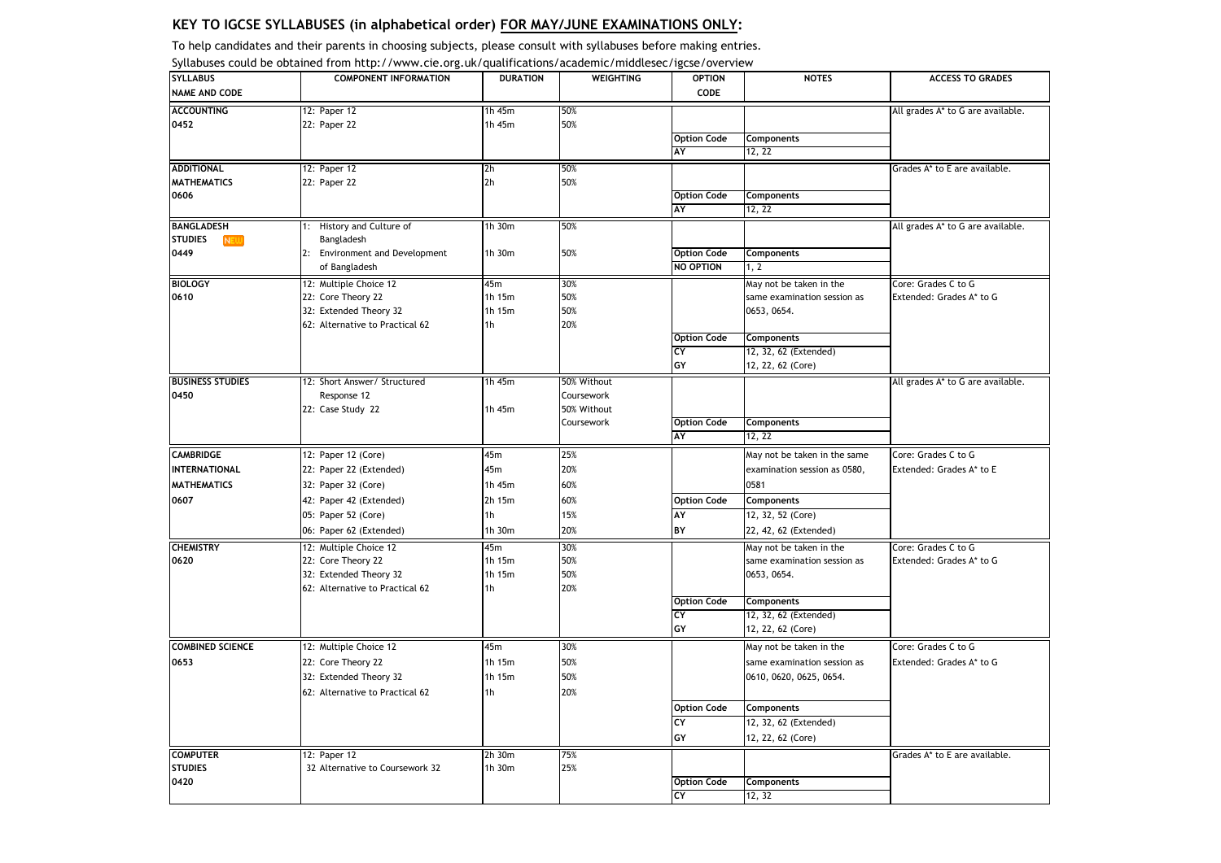## KEY TO IGCSE SYLLABUSES (in alphabetical order) FOR MAY/JUNE EXAMINATIONS ONLY:

To help candidates and their parents in choosing subjects, please consult with syllabuses before making entries.

Syllabuses could be obtained from http://www.cie.org.uk/qualifications/academic/middlesec/igcse/overview

| SYLLABUS NAME AND CODE | COMPONENT INFORMATION | DURATION | WEIGHTING | OPTION CODE | NOTES | ACCESS TO GRADES |
|---|---|---|---|---|---|---|
| ACCOUNTING 0452 | 12: Paper 12 | 1h 45m | 50% | | | All grades A* to G are available. |
| | 22: Paper 22 | 1h 45m | 50% | | | |
| | | | | Option Code | Components | |
| | | | | AY | 12, 22 | |
| ADDITIONAL MATHEMATICS 0606 | 12: Paper 12 | 2h | 50% | | | Grades A* to E are available. |
| | 22: Paper 22 | 2h | 50% | | | |
| | | | | Option Code | Components | |
| | | | | AY | 12, 22 | |
| BANGLADESH STUDIES (NEW) 0449 | 1: History and Culture of Bangladesh | 1h 30m | 50% | | | All grades A* to G are available. |
| | 2: Environment and Development of Bangladesh | 1h 30m | 50% | Option Code | Components | |
| | | | | NO OPTION | 1, 2 | |
| BIOLOGY 0610 | 12: Multiple Choice 12 | 45m | 30% | | May not be taken in the same examination session as 0653, 0654. | Core: Grades C to G<br>Extended: Grades A* to G |
| | 22: Core Theory 22 | 1h 15m | 50% | | | |
| | 32: Extended Theory 32 | 1h 15m | 50% | | | |
| | 62: Alternative to Practical 62 | 1h | 20% | | | |
| | | | | Option Code | Components | |
| | | | | CY | 12, 32, 62 (Extended) | |
| | | | | GY | 12, 22, 62 (Core) | |
| BUSINESS STUDIES 0450 | 12: Short Answer/ Structured Response 12 | 1h 45m | 50% Without Coursework | | | All grades A* to G are available. |
| | 22: Case Study 22 | 1h 45m | 50% Without Coursework | Option Code | Components | |
| | | | | AY | 12, 22 | |
| CAMBRIDGE INTERNATIONAL MATHEMATICS 0607 | 12: Paper 12 (Core) | 45m | 25% | | May not be taken in the same examination session as 0580, 0581 | Core: Grades C to G<br>Extended: Grades A* to E |
| | 22: Paper 22 (Extended) | 45m | 20% | | | |
| | 32: Paper 32 (Core) | 1h 45m | 60% | | | |
| | 42: Paper 42 (Extended) | 2h 15m | 60% | Option Code | Components | |
| | 05: Paper 52 (Core) | 1h | 15% | AY | 12, 32, 52 (Core) | |
| | 06: Paper 62 (Extended) | 1h 30m | 20% | BY | 22, 42, 62 (Extended) | |
| CHEMISTRY 0620 | 12: Multiple Choice 12 | 45m | 30% | | May not be taken in the same examination session as 0653, 0654. | Core: Grades C to G<br>Extended: Grades A* to G |
| | 22: Core Theory 22 | 1h 15m | 50% | | | |
| | 32: Extended Theory 32 | 1h 15m | 50% | | | |
| | 62: Alternative to Practical 62 | 1h | 20% | | | |
| | | | | Option Code | Components | |
| | | | | CY | 12, 32, 62 (Extended) | |
| | | | | GY | 12, 22, 62 (Core) | |
| COMBINED SCIENCE 0653 | 12: Multiple Choice 12 | 45m | 30% | | May not be taken in the same examination session as 0610, 0620, 0625, 0654. | Core: Grades C to G<br>Extended: Grades A* to G |
| | 22: Core Theory 22 | 1h 15m | 50% | | | |
| | 32: Extended Theory 32 | 1h 15m | 50% | | | |
| | 62: Alternative to Practical 62 | 1h | 20% | | | |
| | | | | Option Code | Components | |
| | | | | CY | 12, 32, 62 (Extended) | |
| | | | | GY | 12, 22, 62 (Core) | |
| COMPUTER STUDIES 0420 | 12: Paper 12 | 2h 30m | 75% | | | Grades A* to E are available. |
| | 32 Alternative to Coursework 32 | 1h 30m | 25% | | | |
| | | | | Option Code | Components | |
| | | | | CY | 12, 32 | |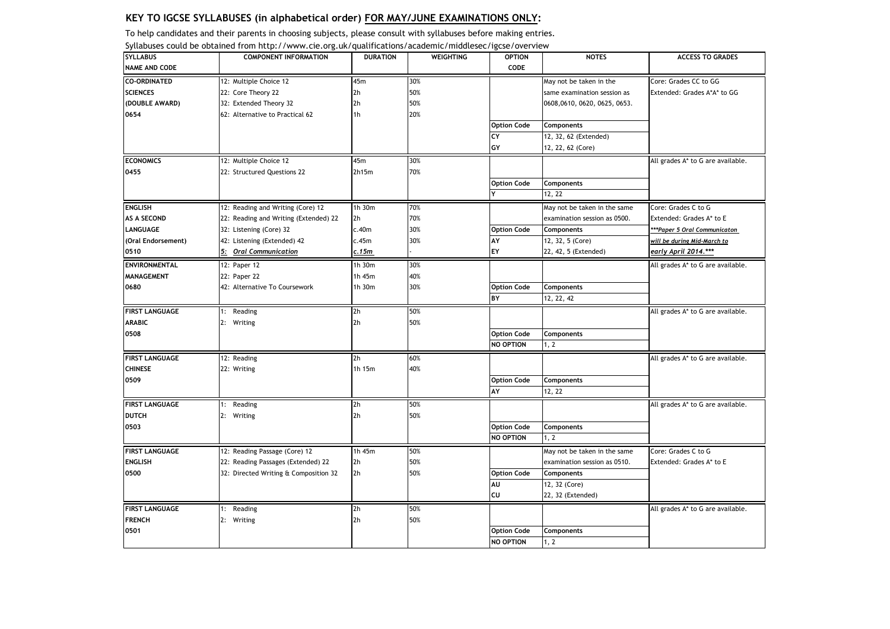## KEY TO IGCSE SYLLABUSES (in alphabetical order) FOR MAY/JUNE EXAMINATIONS ONLY:

To help candidates and their parents in choosing subjects, please consult with syllabuses before making entries.

Syllabuses could be obtained from http://www.cie.org.uk/qualifications/academic/middlesec/igcse/overview

| SYLLABUS NAME AND CODE | COMPONENT INFORMATION | DURATION | WEIGHTING | OPTION CODE | NOTES | ACCESS TO GRADES |
|---|---|---|---|---|---|---|
| CO-ORDINATED SCIENCES (DOUBLE AWARD) 0654 | 12: Multiple Choice 12 | 45m | 30% | | May not be taken in the same examination session as 0608,0610, 0620, 0625, 0653. | Core: Grades CC to GG |
| | 22: Core Theory 22 | 2h | 50% | | | Extended: Grades A*A* to GG |
| | 32: Extended Theory 32 | 2h | 50% | | | |
| | 62: Alternative to Practical 62 | 1h | 20% | | | |
| | | | | Option Code | Components | |
| | | | | CY | 12, 32, 62 (Extended) | |
| | | | | GY | 12, 22, 62 (Core) | |
| ECONOMICS 0455 | 12: Multiple Choice 12 | 45m | 30% | | | All grades A* to G are available. |
| | 22: Structured Questions 22 | 2h15m | 70% | | | |
| | | | | Option Code | Components | |
| | | | | Y | 12, 22 | |
| ENGLISH AS A SECOND LANGUAGE (Oral Endorsement) 0510 | 12: Reading and Writing (Core) 12 | 1h 30m | 70% | | May not be taken in the same examination session as 0500. | Core: Grades C to G |
| | 22: Reading and Writing (Extended) 22 | 2h | 70% | | | Extended: Grades A* to E |
| | 32: Listening (Core) 32 | c.40m | 30% | Option Code | Components | ***Paper 5 Oral Communicaton will be during Mid-March to early April 2014.*** |
| | 42: Listening (Extended) 42 | c.45m | 30% | AY | 12, 32, 5 (Core) | |
| | 5: Oral Communication | c.15m | - | EY | 22, 42, 5 (Extended) | |
| ENVIRONMENTAL MANAGEMENT 0680 | 12: Paper 12 | 1h 30m | 30% | | | All grades A* to G are available. |
| | 22: Paper 22 | 1h 45m | 40% | | | |
| | 42: Alternative To Coursework | 1h 30m | 30% | Option Code | Components | |
| | | | | BY | 12, 22, 42 | |
| FIRST LANGUAGE ARABIC 0508 | 1: Reading | 2h | 50% | | | All grades A* to G are available. |
| | 2: Writing | 2h | 50% | | | |
| | | | | Option Code | Components | |
| | | | | NO OPTION | 1, 2 | |
| FIRST LANGUAGE CHINESE 0509 | 12: Reading | 2h | 60% | | | All grades A* to G are available. |
| | 22: Writing | 1h 15m | 40% | | | |
| | | | | Option Code | Components | |
| | | | | AY | 12, 22 | |
| FIRST LANGUAGE DUTCH 0503 | 1: Reading | 2h | 50% | | | All grades A* to G are available. |
| | 2: Writing | 2h | 50% | | | |
| | | | | Option Code | Components | |
| | | | | NO OPTION | 1, 2 | |
| FIRST LANGUAGE ENGLISH 0500 | 12: Reading Passage (Core) 12 | 1h 45m | 50% | | May not be taken in the same examination session as 0510. | Core: Grades C to G |
| | 22: Reading Passages (Extended) 22 | 2h | 50% | | | Extended: Grades A* to E |
| | 32: Directed Writing & Composition 32 | 2h | 50% | Option Code | Components | |
| | | | | AU | 12, 32 (Core) | |
| | | | | CU | 22, 32 (Extended) | |
| FIRST LANGUAGE FRENCH 0501 | 1: Reading | 2h | 50% | | | All grades A* to G are available. |
| | 2: Writing | 2h | 50% | | | |
| | | | | Option Code | Components | |
| | | | | NO OPTION | 1, 2 | |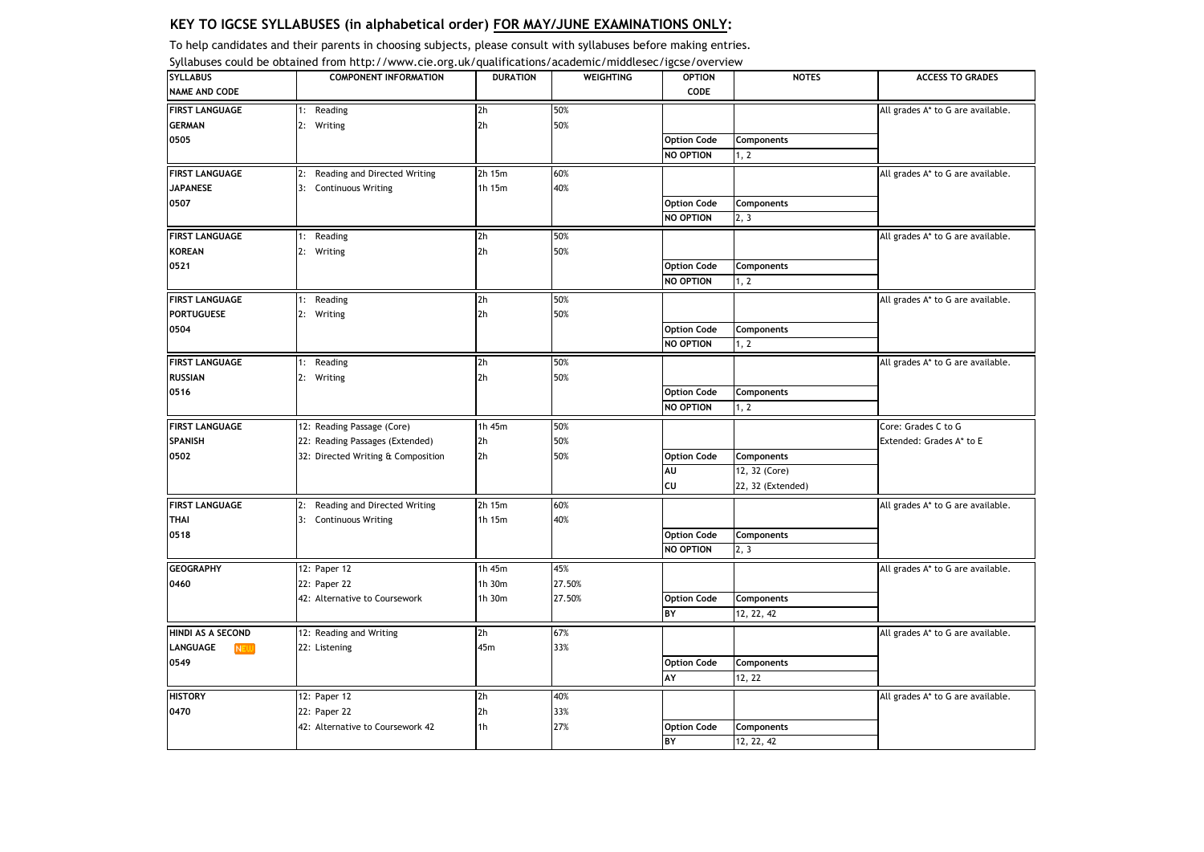## KEY TO IGCSE SYLLABUSES (in alphabetical order) FOR MAY/JUNE EXAMINATIONS ONLY:

To help candidates and their parents in choosing subjects, please consult with syllabuses before making entries.

Syllabuses could be obtained from http://www.cie.org.uk/qualifications/academic/middlesec/igcse/overview

| SYLLABUS NAME AND CODE | COMPONENT INFORMATION | DURATION | WEIGHTING | OPTION CODE | NOTES | ACCESS TO GRADES |
|---|---|---|---|---|---|---|
| FIRST LANGUAGE GERMAN 0505 | 1: Reading | 2h | 50% | | | All grades A* to G are available. |
| | 2: Writing | 2h | 50% | | | |
| | | | | Option Code | Components | |
| | | | | NO OPTION | 1, 2 | |
| FIRST LANGUAGE JAPANESE 0507 | 2: Reading and Directed Writing | 2h 15m | 60% | | | All grades A* to G are available. |
| | 3: Continuous Writing | 1h 15m | 40% | | | |
| | | | | Option Code | Components | |
| | | | | NO OPTION | 2, 3 | |
| FIRST LANGUAGE KOREAN 0521 | 1: Reading | 2h | 50% | | | All grades A* to G are available. |
| | 2: Writing | 2h | 50% | | | |
| | | | | Option Code | Components | |
| | | | | NO OPTION | 1, 2 | |
| FIRST LANGUAGE PORTUGUESE 0504 | 1: Reading | 2h | 50% | | | All grades A* to G are available. |
| | 2: Writing | 2h | 50% | | | |
| | | | | Option Code | Components | |
| | | | | NO OPTION | 1, 2 | |
| FIRST LANGUAGE RUSSIAN 0516 | 1: Reading | 2h | 50% | | | All grades A* to G are available. |
| | 2: Writing | 2h | 50% | | | |
| | | | | Option Code | Components | |
| | | | | NO OPTION | 1, 2 | |
| FIRST LANGUAGE SPANISH 0502 | 12: Reading Passage (Core) | 1h 45m | 50% | | | Core: Grades C to G |
| | 22: Reading Passages (Extended) | 2h | 50% | | | Extended: Grades A* to E |
| | 32: Directed Writing & Composition | 2h | 50% | Option Code | Components | |
| | | | | AU | 12, 32 (Core) | |
| | | | | CU | 22, 32 (Extended) | |
| FIRST LANGUAGE THAI 0518 | 2: Reading and Directed Writing | 2h 15m | 60% | | | All grades A* to G are available. |
| | 3: Continuous Writing | 1h 15m | 40% | | | |
| | | | | Option Code | Components | |
| | | | | NO OPTION | 2, 3 | |
| GEOGRAPHY 0460 | 12: Paper 12 | 1h 45m | 45% | | | All grades A* to G are available. |
| | 22: Paper 22 | 1h 30m | 27.50% | | | |
| | 42: Alternative to Coursework | 1h 30m | 27.50% | Option Code | Components | |
| | | | | BY | 12, 22, 42 | |
| HINDI AS A SECOND LANGUAGE NEW 0549 | 12: Reading and Writing | 2h | 67% | | | All grades A* to G are available. |
| | 22: Listening | 45m | 33% | | | |
| | | | | Option Code | Components | |
| | | | | AY | 12, 22 | |
| HISTORY 0470 | 12: Paper 12 | 2h | 40% | | | All grades A* to G are available. |
| | 22: Paper 22 | 2h | 33% | | | |
| | 42: Alternative to Coursework 42 | 1h | 27% | Option Code | Components | |
| | | | | BY | 12, 22, 42 | |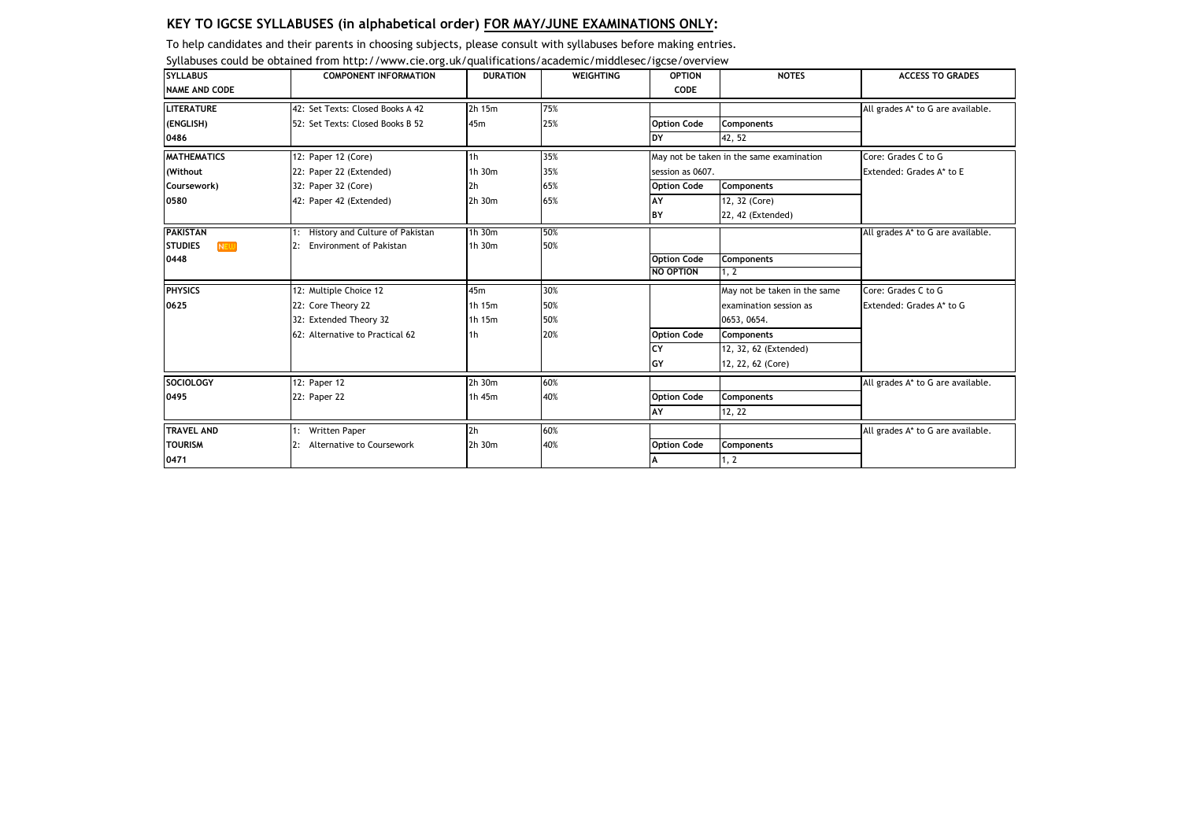## KEY TO IGCSE SYLLABUSES (in alphabetical order) FOR MAY/JUNE EXAMINATIONS ONLY:

To help candidates and their parents in choosing subjects, please consult with syllabuses before making entries.

Syllabuses could be obtained from http://www.cie.org.uk/qualifications/academic/middlesec/igcse/overview

| SYLLABUS NAME AND CODE | COMPONENT INFORMATION | DURATION | WEIGHTING | OPTION CODE | NOTES | ACCESS TO GRADES |
|---|---|---|---|---|---|---|
| LITERATURE (ENGLISH) 0486 | 42: Set Texts: Closed Books A 42 | 2h 15m | 75% | | | All grades A* to G are available. |
| | 52: Set Texts: Closed Books B 52 | 45m | 25% | Option Code | Components | |
| | | | | DY | 42, 52 | |
| MATHEMATICS (Without Coursework) 0580 | 12: Paper 12 (Core) | 1h | 35% | May not be taken in the same examination session as 0607. | | Core: Grades C to G |
| | 22: Paper 22 (Extended) | 1h 30m | 35% | | | Extended: Grades A* to E |
| | 32: Paper 32 (Core) | 2h | 65% | Option Code | Components | |
| | 42: Paper 42 (Extended) | 2h 30m | 65% | AY | 12, 32 (Core) | |
| | | | | BY | 22, 42 (Extended) | |
| PAKISTAN STUDIES NEW 0448 | 1: History and Culture of Pakistan | 1h 30m | 50% | | | All grades A* to G are available. |
| | 2: Environment of Pakistan | 1h 30m | 50% | | | |
| | | | | Option Code | Components | |
| | | | | NO OPTION | 1, 2 | |
| PHYSICS 0625 | 12: Multiple Choice 12 | 45m | 30% | | May not be taken in the same examination session as 0653, 0654. | Core: Grades C to G |
| | 22: Core Theory 22 | 1h 15m | 50% | | | Extended: Grades A* to G |
| | 32: Extended Theory 32 | 1h 15m | 50% | | | |
| | 62: Alternative to Practical 62 | 1h | 20% | Option Code | Components | |
| | | | | CY | 12, 32, 62 (Extended) | |
| | | | | GY | 12, 22, 62 (Core) | |
| SOCIOLOGY 0495 | 12: Paper 12 | 2h 30m | 60% | | | All grades A* to G are available. |
| | 22: Paper 22 | 1h 45m | 40% | Option Code | Components | |
| | | | | AY | 12, 22 | |
| TRAVEL AND TOURISM 0471 | 1: Written Paper | 2h | 60% | | | All grades A* to G are available. |
| | 2: Alternative to Coursework | 2h 30m | 40% | Option Code | Components | |
| | | | | A | 1, 2 | |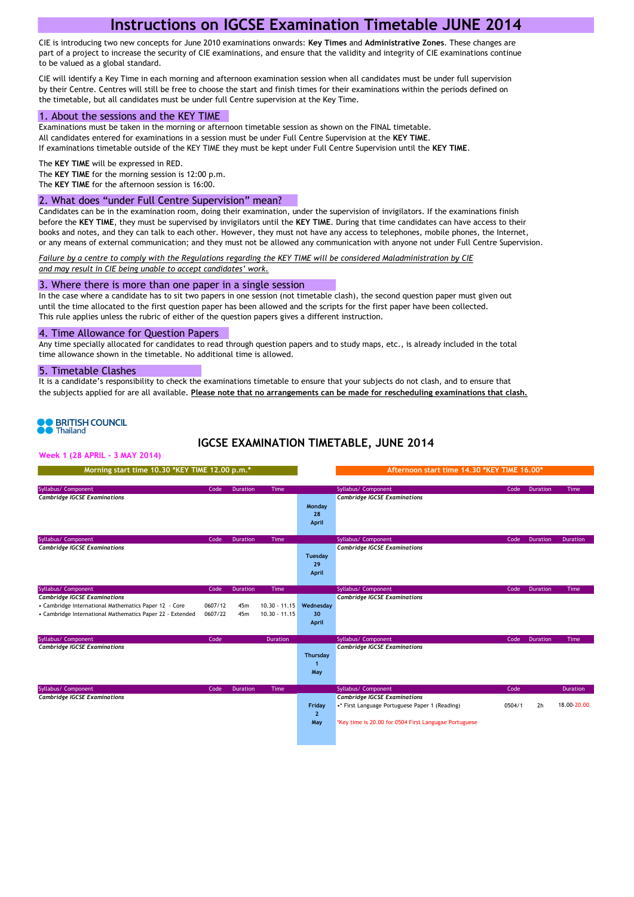# Instructions on IGCSE Examination Timetable JUNE 2014

CIE is introducing two new concepts for June 2010 examinations onwards: **Key Times** and **Administrative Zones**. These changes are part of a project to increase the security of CIE examinations, and ensure that the validity and integrity of CIE examinations continue to be valued as a global standard.

CIE will identify a Key Time in each morning and afternoon examination session when all candidates must be under full supervision by their Centre. Centres will still be free to choose the start and finish times for their examinations within the periods defined on the timetable, but all candidates must be under full Centre supervision at the Key Time.

## 1. About the sessions and the KEY TIME

Examinations must be taken in the morning or afternoon timetable session as shown on the FINAL timetable.
All candidates entered for examinations in a session must be under Full Centre Supervision at the **KEY TIME**.
If examinations timetable outside of the KEY TIME they must be kept under Full Centre Supervision until the **KEY TIME**.

The **KEY TIME** will be expressed in RED.
The **KEY TIME** for the morning session is 12:00 p.m.
The **KEY TIME** for the afternoon session is 16:00.

## 2. What does "under Full Centre Supervision" mean?

Candidates can be in the examination room, doing their examination, under the supervision of invigilators. If the examinations finish before the **KEY TIME**, they must be supervised by invigilators until the **KEY TIME**. During that time candidates can have access to their books and notes, and they can talk to each other. However, they must not have any access to telephones, mobile phones, the Internet, or any means of external communication; and they must not be allowed any communication with anyone not under Full Centre Supervision.

*Failure by a centre to comply with the Regulations regarding the KEY TIME will be considered Maladministration by CIE and may result in CIE being unable to accept candidates' work.*

## 3. Where there is more than one paper in a single session

In the case where a candidate has to sit two papers in one session (not timetable clash), the second question paper must given out until the time allocated to the first question paper has been allowed and the scripts for the first paper have been collected.
This rule applies unless the rubric of either of the question papers gives a different instruction.

## 4. Time Allowance for Question Papers

Any time specially allocated for candidates to read through question papers and to study maps, etc., is already included in the total time allowance shown in the timetable. No additional time is allowed.

## 5. Timetable Clashes

It is a candidate's responsibility to check the examinations timetable to ensure that your subjects do not clash, and to ensure that the subjects applied for are all available. **Please note that no arrangements can be made for rescheduling examinations that clash.**

BRITISH COUNCIL Thailand

## IGCSE EXAMINATION TIMETABLE, JUNE 2014

**Week 1 (28 APRIL - 3 MAY 2014)**

| Morning start time 10.30 *KEY TIME 12.00 p.m.* | | | | | Afternoon start time 14.30 *KEY TIME 16.00* | | | |
|---|---|---|---|---|---|---|---|---|
| Syllabus/ Component | Code | Duration | Time | | Syllabus/ Component | Code | Duration | Time |
| *Cambridge IGCSE Examinations* | | | | Monday 28 April | *Cambridge IGCSE Examinations* | | | |
| Syllabus/ Component | Code | Duration | Time | | Syllabus/ Component | Code | Duration | Duration |
| *Cambridge IGCSE Examinations* | | | | Tuesday 29 April | *Cambridge IGCSE Examinations* | | | |
| Syllabus/ Component | Code | Duration | Time | | Syllabus/ Component | Code | Duration | Time |
| *Cambridge IGCSE Examinations* | | | | Wednesday 30 April | *Cambridge IGCSE Examinations* | | | |
| • Cambridge International Mathematics Paper 12 - Core | 0607/12 | 45m | 10.30 - 11.15 | | | | | |
| • Cambridge International Mathematics Paper 22 - Extended | 0607/22 | 45m | 10.30 - 11.15 | | | | | |
| Syllabus/ Component | Code | | Duration | | Syllabus/ Component | Code | Duration | Time |
| *Cambridge IGCSE Examinations* | | | | Thursday 1 May | *Cambridge IGCSE Examinations* | | | |
| Syllabus/ Component | Code | Duration | Time | | Syllabus/ Component | Code | | Duration |
| *Cambridge IGCSE Examinations* | | | | Friday 2 May | *Cambridge IGCSE Examinations* | | | |
| | | | | | •* First Language Portuguese Paper 1 (Reading) | 0504/1 | 2h | 18.00-20.00 |
| | | | | | *Key time is 20.00 for 0504 First Langugae Portuguese | | | |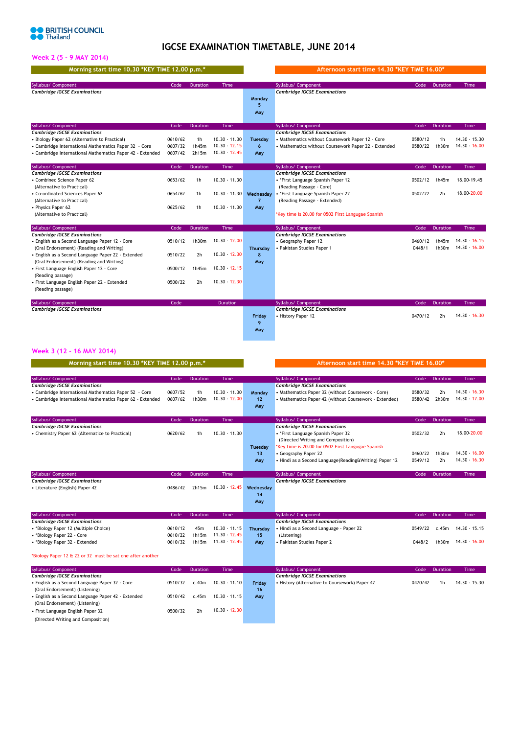BRITISH COUNCIL Thailand

# IGCSE EXAMINATION TIMETABLE, JUNE 2014

## Week 2 (5 - 9 MAY 2014)

Morning start time 10.30 *KEY TIME 12.00 p.m.* | Afternoon start time 14.30 *KEY TIME 16.00*

| Syllabus/ Component | Code | Duration | Time | Day | Syllabus/ Component | Code | Duration | Time |
|---|---|---|---|---|---|---|---|---|
| *Cambridge IGCSE Examinations* | | | | Monday 5 May | *Cambridge IGCSE Examinations* | | | |
| *Cambridge IGCSE Examinations* | | | | Tuesday 6 May | *Cambridge IGCSE Examinations* | | | |
| • Biology Paper 62 (Alternative to Practical) | 0610/62 | 1h | 10.30 - 11.30 | | • Mathematics without Coursework Paper 12 - Core | 0580/12 | 1h | 14.30 - 15.30 |
| • Cambridge International Mathematics Paper 32 - Core | 0607/32 | 1h45m | 10.30 - 12.15 | | • Mathematics without Coursework Paper 22 - Extended | 0580/22 | 1h30m | 14.30 - 16.00 |
| • Cambridge International Mathematics Paper 42 - Extended | 0607/42 | 2h15m | 10.30 - 12.45 | | | | | |
| *Cambridge IGCSE Examinations* | | | | Wednesday 7 May | *Cambridge IGCSE Examinations* | | | |
| • Combined Science Paper 62 (Alternative to Practical) | 0653/62 | 1h | 10.30 - 11.30 | | • *First Language Spanish Paper 12 (Reading Passage - Core) | 0502/12 | 1h45m | 18.00-19.45 |
| • Co-ordinated Sciences Paper 62 (Alternative to Practical) | 0654/62 | 1h | 10.30 - 11.30 | | • *First Language Spanish Paper 22 (Reading Passage - Extended) | 0502/22 | 2h | 18.00-20.00 |
| • Physics Paper 62 (Alternative to Practical) | 0625/62 | 1h | 10.30 - 11.30 | | *Key time is 20.00 for 0502 First Langugae Spanish | | | |
| *Cambridge IGCSE Examinations* | | | | Thursday 8 May | *Cambridge IGCSE Examinations* | | | |
| • English as a Second Language Paper 12 - Core (Oral Endorsement) (Reading and Writing) | 0510/12 | 1h30m | 10.30 - 12.00 | | • Geography Paper 12 | 0460/12 | 1h45m | 14.30 - 16.15 |
| • English as a Second Language Paper 22 - Extended (Oral Endorsement) (Reading and Writing) | 0510/22 | 2h | 10.30 - 12.30 | | • Pakistan Studies Paper 1 | 0448/1 | 1h30m | 14.30 - 16.00 |
| • First Language English Paper 12 - Core (Reading passage) | 0500/12 | 1h45m | 10.30 - 12.15 | | | | | |
| • First Language English Paper 22 - Extended (Reading passage) | 0500/22 | 2h | 10.30 - 12.30 | | | | | |
| *Cambridge IGCSE Examinations* | | | | Friday 9 May | *Cambridge IGCSE Examinations* | | | |
| | | | | | • History Paper 12 | 0470/12 | 2h | 14.30 - 16.30 |

## Week 3 (12 - 16 MAY 2014)

Morning start time 10.30 *KEY TIME 12.00 p.m.* | Afternoon start time 14.30 *KEY TIME 16.00*

| Syllabus/ Component | Code | Duration | Time | Day | Syllabus/ Component | Code | Duration | Time |
|---|---|---|---|---|---|---|---|---|
| *Cambridge IGCSE Examinations* | | | | Monday 12 May | *Cambridge IGCSE Examinations* | | | |
| • Cambridge International Mathematics Paper 52 - Core | 0607/52 | 1h | 10.30 - 11.30 | | • Mathematics Paper 32 (without Coursework - Core) | 0580/32 | 2h | 14.30 - 16.30 |
| • Cambridge International Mathematics Paper 62 - Extended | 0607/62 | 1h30m | 10.30 - 12.00 | | • Mathematics Paper 42 (without Coursework - Extended) | 0580/42 | 2h30m | 14.30 - 17.00 |
| *Cambridge IGCSE Examinations* | | | | Tuesday 13 May | *Cambridge IGCSE Examinations* | | | |
| • Chemistry Paper 62 (Alternatice to Practical) | 0620/62 | 1h | 10.30 - 11.30 | | • *First Language Spanish Paper 32 (Directed Writing and Composition) | 0502/32 | 2h | 18.00-20.00 |
| | | | | | *Key time is 20.00 for 0502 First Langugae Spanish | | | |
| | | | | | • Geography Paper 22 | 0460/22 | 1h30m | 14.30 - 16.00 |
| | | | | | • Hindi as a Second Language(Reading&Writing) Paper 12 | 0549/12 | 2h | 14.30 - 16.30 |
| *Cambridge IGCSE Examinations* | | | | Wednesday 14 May | *Cambridge IGCSE Examinations* | | | |
| • Literature (English) Paper 42 | 0486/42 | 2h15m | 10.30 - 12.45 | | | | | |
| *Cambridge IGCSE Examinations* | | | | Thursday 15 May | *Cambridge IGCSE Examinations* | | | |
| • *Biology Paper 12 (Multiple Choice) | 0610/12 | 45m | 10.30 - 11.15 | | • Hindi as a Second Language - Paper 22 (Listening) | 0549/22 | c.45m | 14.30 - 15.15 |
| • *Biology Paper 22 - Core | 0610/22 | 1h15m | 11.30 - 12.45 | | • Pakistan Studies Paper 2 | 0448/2 | 1h30m | 14.30 - 16.00 |
| • *Biology Paper 32 - Extended | 0610/32 | 1h15m | 11.30 - 12.45 | | | | | |
| *Biology Paper 12 & 22 or 32 must be sat one after another | | | | | | | | |
| *Cambridge IGCSE Examinations* | | | | Friday 16 May | *Cambridge IGCSE Examinations* | | | |
| • English as a Second Language Paper 32 - Core (Oral Endorsement) (Listening) | 0510/32 | c.40m | 10.30 - 11.10 | | • History (Alternative to Coursework) Paper 42 | 0470/42 | 1h | 14.30 - 15.30 |
| • English as a Second Language Paper 42 - Extended (Oral Endorsement) (Listening) | 0510/42 | c.45m | 10.30 - 11.15 | | | | | |
| • First Language English Paper 32 (Directed Writing and Composition) | 0500/32 | 2h | 10.30 - 12.30 | | | | | |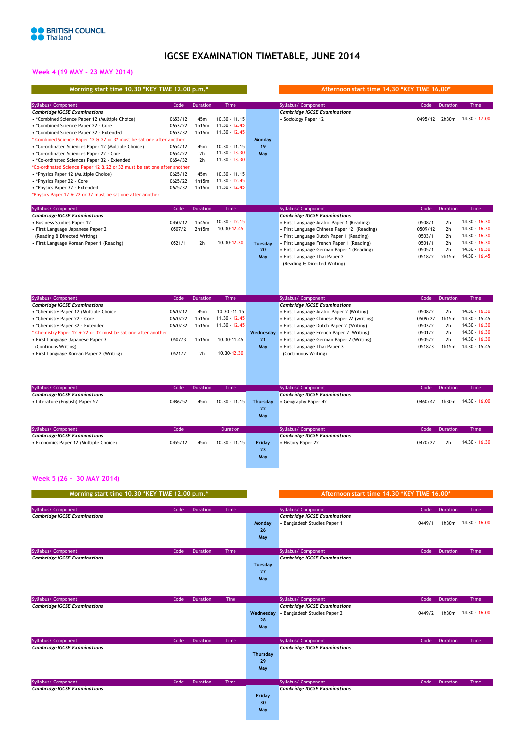# IGCSE EXAMINATION TIMETABLE, JUNE 2014

## Week 4 (19 MAY - 23 MAY 2014)

**Morning start time 10.30 *KEY TIME 12.00 p.m.*** | **Afternoon start time 14.30 *KEY TIME 16.00***

### Monday 19 May

| Syllabus/ Component | Code | Duration | Time | Day | Syllabus/ Component | Code | Duration | Time |
|---|---|---|---|---|---|---|---|---|
| *Cambridge IGCSE Examinations* | | | | Monday 19 May | *Cambridge IGCSE Examinations* | | | |
| • *Combined Science Paper 12 (Multiple Choice) | 0653/12 | 45m | 10.30 - 11.15 | | • Sociology Paper 12 | 0495/12 | 2h30m | 14.30 - 17.00 |
| • *Combined Science Paper 22 - Core | 0653/22 | 1h15m | 11.30 - 12.45 | | | | | |
| • *Combined Science Paper 32 - Extended | 0653/32 | 1h15m | 11.30 - 12.45 | | | | | |
| * Combined Science Paper 12 & 22 or 32 must be sat one after another | | | | | | | | |
| • *Co-ordinated Sciences Paper 12 (Multiple Choice) | 0654/12 | 45m | 10.30 - 11.15 | | | | | |
| • *Co-ordinated Sciences Paper 22 - Core | 0654/22 | 2h | 11.30 - 13.30 | | | | | |
| • *Co-ordinated Sciences Paper 32 - Extended | 0654/32 | 2h | 11.30 - 13.30 | | | | | |
| *Co-ordinated Science Paper 12 & 22 or 32 must be sat one after another | | | | | | | | |
| • *Physics Paper 12 (Multiple Choice) | 0625/12 | 45m | 10.30 - 11.15 | | | | | |
| • *Physics Paper 22 - Core | 0625/22 | 1h15m | 11.30 - 12.45 | | | | | |
| • *Physics Paper 32 - Extended | 0625/32 | 1h15m | 11.30 - 12.45 | | | | | |
| *Physics Paper 12 & 22 or 32 must be sat one after another | | | | | | | | |

### Tuesday 20 May

| Syllabus/ Component | Code | Duration | Time | Day | Syllabus/ Component | Code | Duration | Time |
|---|---|---|---|---|---|---|---|---|
| *Cambridge IGCSE Examinations* | | | | Tuesday 20 May | *Cambridge IGCSE Examinations* | | | |
| • Business Studies Paper 12 | 0450/12 | 1h45m | 10.30 - 12.15 | | • First Language Arabic Paper 1 (Reading) | 0508/1 | 2h | 14.30 - 16.30 |
| • First Language Japanese Paper 2 (Reading & Directed Writing) | 0507/2 | 2h15m | 10.30-12.45 | | • First Language Chinese Paper 12 (Reading) | 0509/12 | 2h | 14.30 - 16.30 |
| • First Language Korean Paper 1 (Reading) | 0521/1 | 2h | 10.30-12.30 | | • First Language Dutch Paper 1 (Reading) | 0503/1 | 2h | 14.30 - 16.30 |
| | | | | | • First Language French Paper 1 (Reading) | 0501/1 | 2h | 14.30 - 16.30 |
| | | | | | • First Language German Paper 1 (Reading) | 0505/1 | 2h | 14.30 - 16.30 |
| | | | | | • First Language Thai Paper 2 (Reading & Directed Writing) | 0518/2 | 2h15m | 14.30 - 16.45 |

### Wednesday 21 May

| Syllabus/ Component | Code | Duration | Time | Day | Syllabus/ Component | Code | Duration | Time |
|---|---|---|---|---|---|---|---|---|
| *Cambridge IGCSE Examinations* | | | | Wednesday 21 May | *Cambridge IGCSE Examinations* | | | |
| • *Chemistry Paper 12 (Multiple Choice) | 0620/12 | 45m | 10.30 -11.15 | | • First Language Arabic Paper 2 (Writing) | 0508/2 | 2h | 14.30 - 16.30 |
| • *Chemistry Paper 22 - Core | 0620/22 | 1h15m | 11.30 - 12.45 | | • First Language Chinese Paper 22 (writing) | 0509/22 | 1h15m | 14.30 - 15.45 |
| • *Chemistry Paper 32 - Extended | 0620/32 | 1h15m | 11.30 - 12.45 | | • First Language Dutch Paper 2 (Writing) | 0503/2 | 2h | 14.30 - 16.30 |
| * Chemistry Paper 12 & 22 or 32 must be sat one after another | | | | | • First Language French Paper 2 (Writing) | 0501/2 | 2h | 14.30 - 16.30 |
| • First Language Japanese Paper 3 (Continuous Writing) | 0507/3 | 1h15m | 10.30-11.45 | | • First Language German Paper 2 (Writing) | 0505/2 | 2h | 14.30 - 16.30 |
| • First Language Korean Paper 2 (Writing) | 0521/2 | 2h | 10.30-12.30 | | • First Language Thai Paper 3 (Continuous Writing) | 0518/3 | 1h15m | 14.30 - 15.45 |

### Thursday 22 May

| Syllabus/ Component | Code | Duration | Time | Day | Syllabus/ Component | Code | Duration | Time |
|---|---|---|---|---|---|---|---|---|
| *Cambridge IGCSE Examinations* | | | | Thursday 22 May | *Cambridge IGCSE Examinations* | | | |
| • Literature (English) Paper 52 | 0486/52 | 45m | 10.30 - 11.15 | | • Geography Paper 42 | 0460/42 | 1h30m | 14.30 - 16.00 |

### Friday 23 May

| Syllabus/ Component | Code | Duration | Time | Day | Syllabus/ Component | Code | Duration | Time |
|---|---|---|---|---|---|---|---|---|
| *Cambridge IGCSE Examinations* | | | | Friday 23 May | *Cambridge IGCSE Examinations* | | | |
| • Economics Paper 12 (Multiple Choice) | 0455/12 | 45m | 10.30 - 11.15 | | • History Paper 22 | 0470/22 | 2h | 14.30 - 16.30 |

## Week 5 (26 - 30 MAY 2014)

**Morning start time 10.30 *KEY TIME 12.00 p.m.*** | **Afternoon start time 14.30 *KEY TIME 16.00***

| Syllabus/ Component | Code | Duration | Time | Day | Syllabus/ Component | Code | Duration | Time |
|---|---|---|---|---|---|---|---|---|
| *Cambridge IGCSE Examinations* | | | | Monday 26 May | *Cambridge IGCSE Examinations* | | | |
| | | | | | • Bangladesh Studies Paper 1 | 0449/1 | 1h30m | 14.30 - 16.00 |
| *Cambridge IGCSE Examinations* | | | | Tuesday 27 May | *Cambridge IGCSE Examinations* | | | |
| *Cambridge IGCSE Examinations* | | | | Wednesday 28 May | *Cambridge IGCSE Examinations* | | | |
| | | | | | • Bangladesh Studies Paper 2 | 0449/2 | 1h30m | 14.30 - 16.00 |
| *Cambridge IGCSE Examinations* | | | | Thursday 29 May | *Cambridge IGCSE Examinations* | | | |
| *Cambridge IGCSE Examinations* | | | | Friday 30 May | *Cambridge IGCSE Examinations* | | | |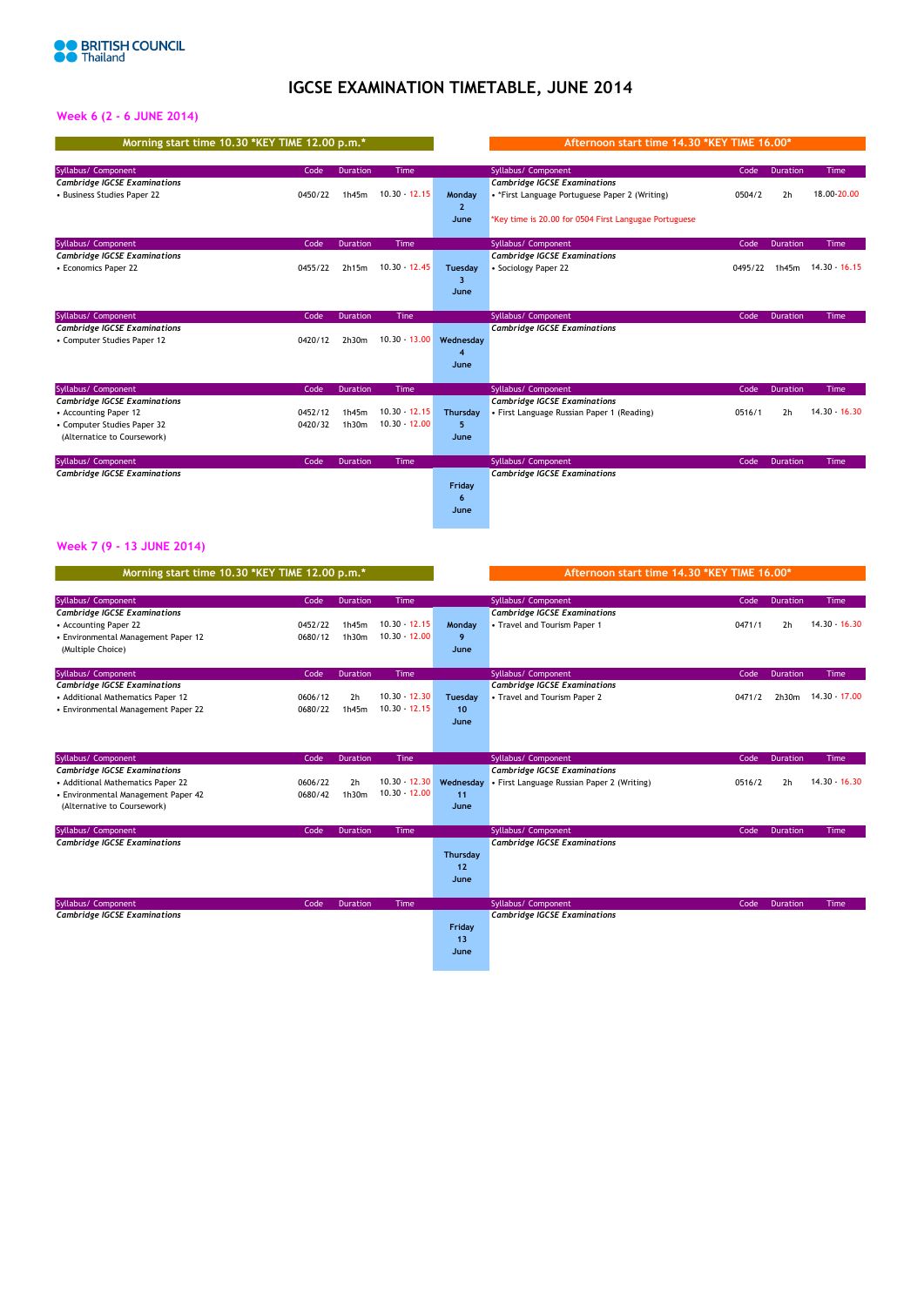BRITISH COUNCIL Thailand

# IGCSE EXAMINATION TIMETABLE, JUNE 2014

## Week 6 (2 - 6 JUNE 2014)

| Morning start time 10.30 *KEY TIME 12.00 p.m.* | | | | | Afternoon start time 14.30 *KEY TIME 16.00* | | | |
|---|---|---|---|---|---|---|---|---|
| Syllabus/ Component | Code | Duration | Time | | Syllabus/ Component | Code | Duration | Time |
| *Cambridge IGCSE Examinations* | | | | Monday 2 June | *Cambridge IGCSE Examinations* | | | |
| • Business Studies Paper 22 | 0450/22 | 1h45m | 10.30 - 12.15 | | • *First Language Portuguese Paper 2 (Writing) | 0504/2 | 2h | 18.00-20.00 |
| | | | | | *Key time is 20.00 for 0504 First Langugae Portuguese | | | |
| Syllabus/ Component | Code | Duration | Time | | Syllabus/ Component | Code | Duration | Time |
| *Cambridge IGCSE Examinations* | | | | Tuesday 3 June | *Cambridge IGCSE Examinations* | | | |
| • Economics Paper 22 | 0455/22 | 2h15m | 10.30 - 12.45 | | • Sociology Paper 22 | 0495/22 | 1h45m | 14.30 - 16.15 |
| Syllabus/ Component | Code | Duration | Time | | Syllabus/ Component | Code | Duration | Time |
| *Cambridge IGCSE Examinations* | | | | Wednesday 4 June | *Cambridge IGCSE Examinations* | | | |
| • Computer Studies Paper 12 | 0420/12 | 2h30m | 10.30 - 13.00 | | | | | |
| Syllabus/ Component | Code | Duration | Time | | Syllabus/ Component | Code | Duration | Time |
| *Cambridge IGCSE Examinations* | | | | Thursday 5 June | *Cambridge IGCSE Examinations* | | | |
| • Accounting Paper 12 | 0452/12 | 1h45m | 10.30 - 12.15 | | • First Language Russian Paper 1 (Reading) | 0516/1 | 2h | 14.30 - 16.30 |
| • Computer Studies Paper 32 (Alternatice to Coursework) | 0420/32 | 1h30m | 10.30 - 12.00 | | | | | |
| Syllabus/ Component | Code | Duration | Time | | Syllabus/ Component | Code | Duration | Time |
| *Cambridge IGCSE Examinations* | | | | Friday 6 June | *Cambridge IGCSE Examinations* | | | |

## Week 7 (9 - 13 JUNE 2014)

| Morning start time 10.30 *KEY TIME 12.00 p.m.* | | | | | Afternoon start time 14.30 *KEY TIME 16.00* | | | |
|---|---|---|---|---|---|---|---|---|
| Syllabus/ Component | Code | Duration | Time | | Syllabus/ Component | Code | Duration | Time |
| *Cambridge IGCSE Examinations* | | | | Monday 9 June | *Cambridge IGCSE Examinations* | | | |
| • Accounting Paper 22 | 0452/22 | 1h45m | 10.30 - 12.15 | | • Travel and Tourism Paper 1 | 0471/1 | 2h | 14.30 - 16.30 |
| • Environmental Management Paper 12 (Multiple Choice) | 0680/12 | 1h30m | 10.30 - 12.00 | | | | | |
| Syllabus/ Component | Code | Duration | Time | | Syllabus/ Component | Code | Duration | Time |
| *Cambridge IGCSE Examinations* | | | | Tuesday 10 June | *Cambridge IGCSE Examinations* | | | |
| • Additional Mathematics Paper 12 | 0606/12 | 2h | 10.30 - 12.30 | | • Travel and Tourism Paper 2 | 0471/2 | 2h30m | 14.30 - 17.00 |
| • Environmental Management Paper 22 | 0680/22 | 1h45m | 10.30 - 12.15 | | | | | |
| Syllabus/ Component | Code | Duration | Time | | Syllabus/ Component | Code | Duration | Time |
| *Cambridge IGCSE Examinations* | | | | Wednesday 11 June | *Cambridge IGCSE Examinations* | | | |
| • Additional Mathematics Paper 22 | 0606/22 | 2h | 10.30 - 12.30 | | • First Language Russian Paper 2 (Writing) | 0516/2 | 2h | 14.30 - 16.30 |
| • Environmental Management Paper 42 (Alternative to Coursework) | 0680/42 | 1h30m | 10.30 - 12.00 | | | | | |
| Syllabus/ Component | Code | Duration | Time | | Syllabus/ Component | Code | Duration | Time |
| *Cambridge IGCSE Examinations* | | | | Thursday 12 June | *Cambridge IGCSE Examinations* | | | |
| Syllabus/ Component | Code | Duration | Time | | Syllabus/ Component | Code | Duration | Time |
| *Cambridge IGCSE Examinations* | | | | Friday 13 June | *Cambridge IGCSE Examinations* | | | |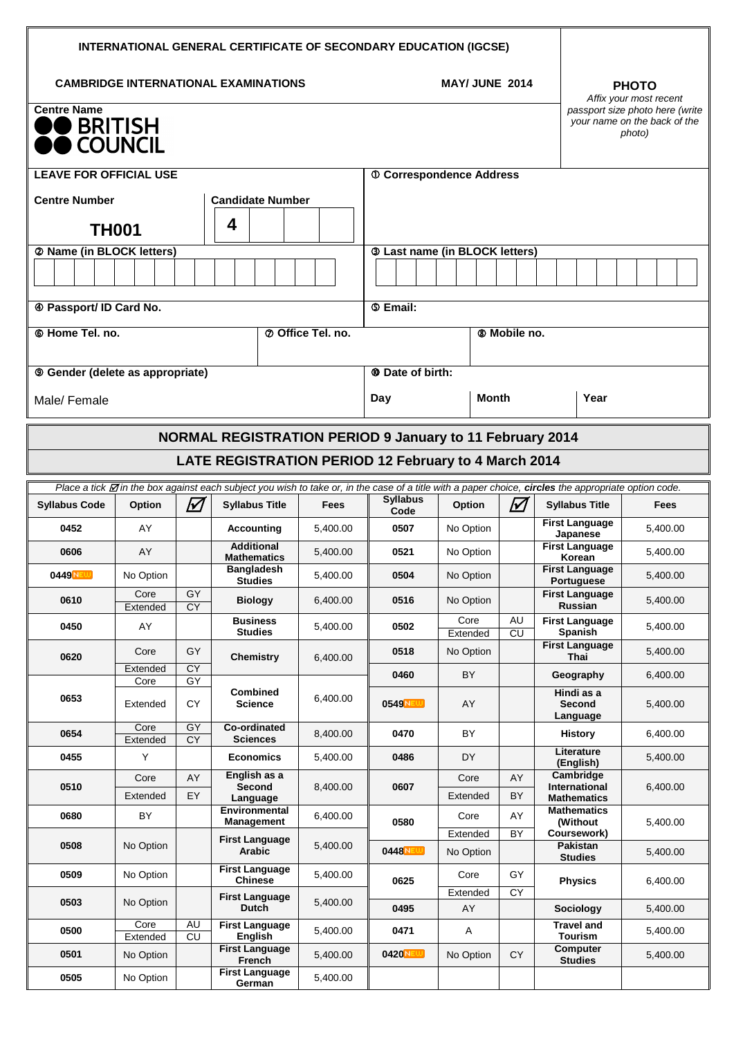**INTERNATIONAL GENERAL CERTIFICATE OF SECONDARY EDUCATION (IGCSE)**

**CAMBRIDGE INTERNATIONAL EXAMINATIONS** **MAY/ JUNE 2014**

**PHOTO**
*Affix your most recent passport size photo here (write your name on the back of the photo)*

**Centre Name**

BRITISH COUNCIL

| **LEAVE FOR OFFICIAL USE** | | **① Correspondence Address** |
|---|---|---|
| **Centre Number** | **Candidate Number** | |
| **TH001** | **4** | |

**② Name (in BLOCK letters)**

**③ Last name (in BLOCK letters)**

**④ Passport/ ID Card No.**

**⑤ Email:**

**⑥ Home Tel. no.** **⑦ Office Tel. no.** **⑧ Mobile no.**

**⑨ Gender (delete as appropriate)**

Male/ Female

**⑩ Date of birth:**

Day | Month | Year

## NORMAL REGISTRATION PERIOD 9 January to 11 February 2014

## LATE REGISTRATION PERIOD 12 February to 4 March 2014

*Place a tick ☑ in the box against each subject you wish to take or, in the case of a title with a paper choice,* ***circles*** *the appropriate option code.*

| Syllabus Code | Option | ☑ | Syllabus Title | Fees | Syllabus Code | Option | ☑ | Syllabus Title | Fees |
|---|---|---|---|---|---|---|---|---|---|
| 0452 | AY | | Accounting | 5,400.00 | 0507 | No Option | | First Language Japanese | 5,400.00 |
| 0606 | AY | | Additional Mathematics | 5,400.00 | 0521 | No Option | | First Language Korean | 5,400.00 |
| 0449 NEW | No Option | | Bangladesh Studies | 5,400.00 | 0504 | No Option | | First Language Portuguese | 5,400.00 |
| 0610 | Core / Extended | GY / CY | Biology | 6,400.00 | 0516 | No Option | | First Language Russian | 5,400.00 |
| 0450 | AY | | Business Studies | 5,400.00 | 0502 | Core / Extended | AU / CU | First Language Spanish | 5,400.00 |
| 0620 | Core / Extended | GY / CY | Chemistry | 6,400.00 | 0518 | No Option | | First Language Thai | 5,400.00 |
| | | | | | 0460 | BY | | Geography | 6,400.00 |
| 0653 | Core / Extended | GY / CY | Combined Science | 6,400.00 | 0549 NEW | AY | | Hindi as a Second Language | 5,400.00 |
| 0654 | Core / Extended | GY / CY | Co-ordinated Sciences | 8,400.00 | 0470 | BY | | History | 6,400.00 |
| 0455 | Y | | Economics | 5,400.00 | 0486 | DY | | Literature (English) | 5,400.00 |
| 0510 | Core / Extended | AY / EY | English as a Second Language | 8,400.00 | 0607 | Core / Extended | AY / BY | Cambridge International Mathematics | 6,400.00 |
| 0680 | BY | | Environmental Management | 6,400.00 | 0580 | Core / Extended | AY / BY | Mathematics (Without Coursework) | 5,400.00 |
| 0508 | No Option | | First Language Arabic | 5,400.00 | 0448 NEW | No Option | | Pakistan Studies | 5,400.00 |
| 0509 | No Option | | First Language Chinese | 5,400.00 | 0625 | Core / Extended | GY / CY | Physics | 6,400.00 |
| 0503 | No Option | | First Language Dutch | 5,400.00 | 0495 | AY | | Sociology | 5,400.00 |
| 0500 | Core / Extended | AU / CU | First Language English | 5,400.00 | 0471 | A | | Travel and Tourism | 5,400.00 |
| 0501 | No Option | | First Language French | 5,400.00 | 0420 NEW | No Option | CY | Computer Studies | 5,400.00 |
| 0505 | No Option | | First Language German | 5,400.00 | | | | | |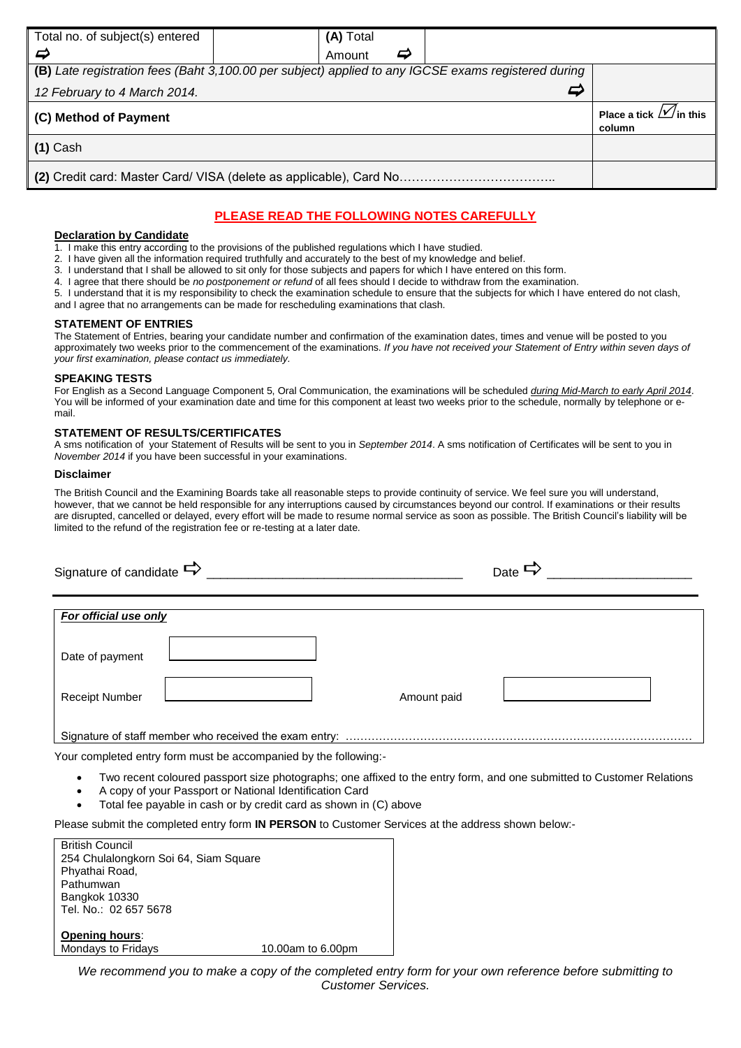| Total no. of subject(s) entered ⇨ | | (A) Total Amount ⇨ | | |
|---|---|---|---|---|
| *(B) Late registration fees (Baht 3,100.00 per subject) applied to any IGCSE exams registered during 12 February to 4 March 2014.* ⇨ | | | | |
| **(C) Method of Payment** | | | | **Place a tick ☑ in this column** |
| **(1)** Cash | | | | |
| **(2)** Credit card: Master Card/ VISA (delete as applicable), Card No……………………………….. | | | | |

## PLEASE READ THE FOLLOWING NOTES CAREFULLY

**Declaration by Candidate**

1. I make this entry according to the provisions of the published regulations which I have studied.
2. I have given all the information required truthfully and accurately to the best of my knowledge and belief.
3. I understand that I shall be allowed to sit only for those subjects and papers for which I have entered on this form.
4. I agree that there should be *no postponement or refund* of all fees should I decide to withdraw from the examination.
5. I understand that it is my responsibility to check the examination schedule to ensure that the subjects for which I have entered do not clash, and I agree that no arrangements can be made for rescheduling examinations that clash.

**STATEMENT OF ENTRIES**

The Statement of Entries, bearing your candidate number and confirmation of the examination dates, times and venue will be posted to you approximately two weeks prior to the commencement of the examinations. *If you have not received your Statement of Entry within seven days of your first examination, please contact us immediately.*

**SPEAKING TESTS**

For English as a Second Language Component 5, Oral Communication, the examinations will be scheduled *during Mid-March to early April 2014*. You will be informed of your examination date and time for this component at least two weeks prior to the schedule, normally by telephone or e-mail.

**STATEMENT OF RESULTS/CERTIFICATES**

A sms notification of your Statement of Results will be sent to you in *September 2014*. A sms notification of Certificates will be sent to you in *November 2014* if you have been successful in your examinations.

**Disclaimer**

The British Council and the Examining Boards take all reasonable steps to provide continuity of service. We feel sure you will understand, however, that we cannot be held responsible for any interruptions caused by circumstances beyond our control. If examinations or their results are disrupted, cancelled or delayed, every effort will be made to resume normal service as soon as possible. The British Council's liability will be limited to the refund of the registration fee or re-testing at a later date.

Signature of candidate ⇨ ____________________________________ Date ⇨ ____________________

***For official use only***

Date of payment [ ]

Receipt Number [ ] Amount paid [ ]

Signature of staff member who received the exam entry: ………………………………………………………………………………

Your completed entry form must be accompanied by the following:-

- Two recent coloured passport size photographs; one affixed to the entry form, and one submitted to Customer Relations
- A copy of your Passport or National Identification Card
- Total fee payable in cash or by credit card as shown in (C) above

Please submit the completed entry form **IN PERSON** to Customer Services at the address shown below:-

British Council
254 Chulalongkorn Soi 64, Siam Square
Phyathai Road,
Pathumwan
Bangkok 10330
Tel. No.: 02 657 5678

**Opening hours**:
Mondays to Fridays 10.00am to 6.00pm

*We recommend you to make a copy of the completed entry form for your own reference before submitting to Customer Services.*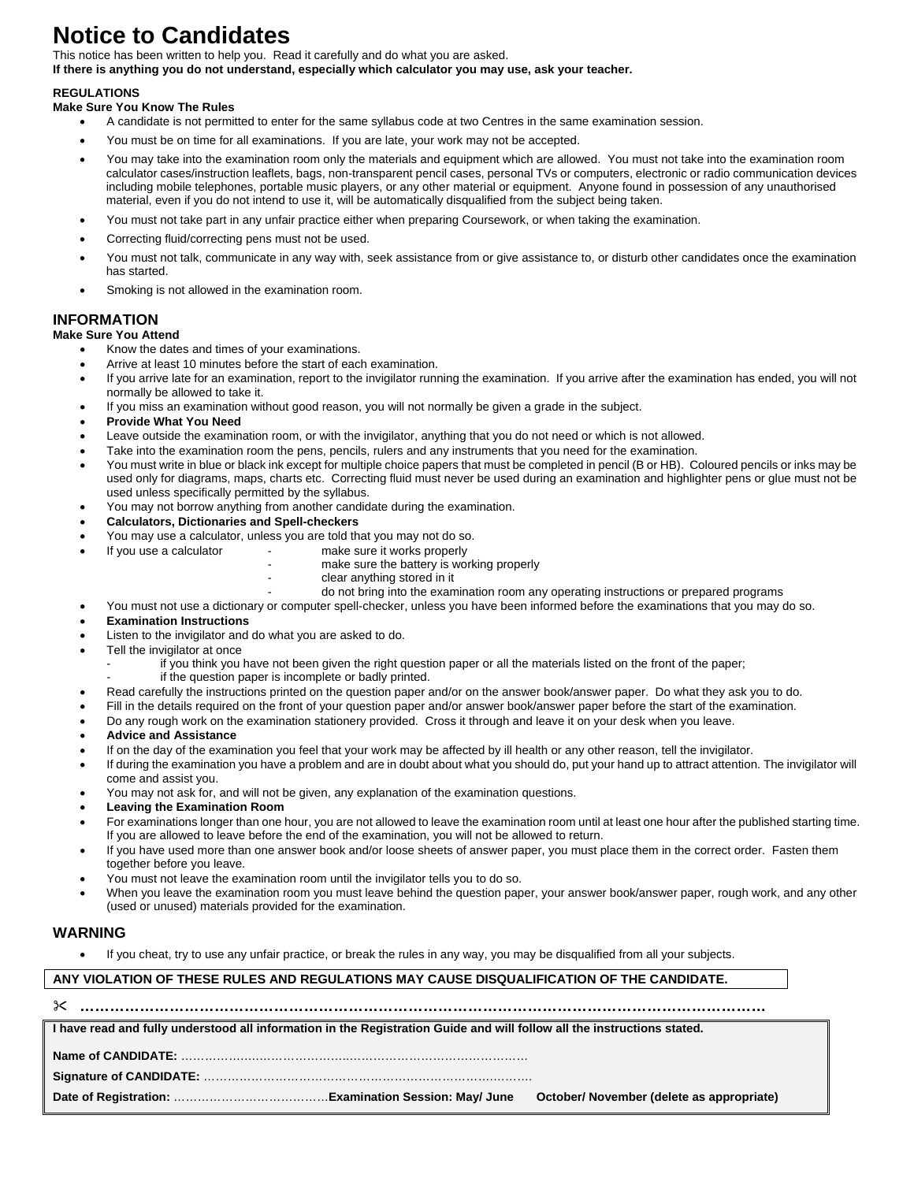// Notice to Candidates

# Notice to Candidates

This notice has been written to help you. Read it carefully and do what you are asked.
**If there is anything you do not understand, especially which calculator you may use, ask your teacher.**

**REGULATIONS**
**Make Sure You Know The Rules**

- A candidate is not permitted to enter for the same syllabus code at two Centres in the same examination session.
- You must be on time for all examinations. If you are late, your work may not be accepted.
- You may take into the examination room only the materials and equipment which are allowed. You must not take into the examination room calculator cases/instruction leaflets, bags, non-transparent pencil cases, personal TVs or computers, electronic or radio communication devices including mobile telephones, portable music players, or any other material or equipment. Anyone found in possession of any unauthorised material, even if you do not intend to use it, will be automatically disqualified from the subject being taken.
- You must not take part in any unfair practice either when preparing Coursework, or when taking the examination.
- Correcting fluid/correcting pens must not be used.
- You must not talk, communicate in any way with, seek assistance from or give assistance to, or disturb other candidates once the examination has started.
- Smoking is not allowed in the examination room.

## INFORMATION

**Make Sure You Attend**

- Know the dates and times of your examinations.
- Arrive at least 10 minutes before the start of each examination.
- If you arrive late for an examination, report to the invigilator running the examination. If you arrive after the examination has ended, you will not normally be allowed to take it.
- If you miss an examination without good reason, you will not normally be given a grade in the subject.
- **Provide What You Need**
- Leave outside the examination room, or with the invigilator, anything that you do not need or which is not allowed.
- Take into the examination room the pens, pencils, rulers and any instruments that you need for the examination.
- You must write in blue or black ink except for multiple choice papers that must be completed in pencil (B or HB). Coloured pencils or inks may be used only for diagrams, maps, charts etc. Correcting fluid must never be used during an examination and highlighter pens or glue must not be used unless specifically permitted by the syllabus.
- You may not borrow anything from another candidate during the examination.
- **Calculators, Dictionaries and Spell-checkers**
- You may use a calculator, unless you are told that you may not do so.
- If you use a calculator
  - make sure it works properly
  - make sure the battery is working properly
  - clear anything stored in it
  - do not bring into the examination room any operating instructions or prepared programs
- You must not use a dictionary or computer spell-checker, unless you have been informed before the examinations that you may do so.
- **Examination Instructions**
- Listen to the invigilator and do what you are asked to do.
- Tell the invigilator at once
  - if you think you have not been given the right question paper or all the materials listed on the front of the paper;
  - if the question paper is incomplete or badly printed.
- Read carefully the instructions printed on the question paper and/or on the answer book/answer paper. Do what they ask you to do.
- Fill in the details required on the front of your question paper and/or answer book/answer paper before the start of the examination.
- Do any rough work on the examination stationery provided. Cross it through and leave it on your desk when you leave.
- **Advice and Assistance**
- If on the day of the examination you feel that your work may be affected by ill health or any other reason, tell the invigilator.
- If during the examination you have a problem and are in doubt about what you should do, put your hand up to attract attention. The invigilator will come and assist you.
- You may not ask for, and will not be given, any explanation of the examination questions.
- **Leaving the Examination Room**
- For examinations longer than one hour, you are not allowed to leave the examination room until at least one hour after the published starting time. If you are allowed to leave before the end of the examination, you will not be allowed to return.
- If you have used more than one answer book and/or loose sheets of answer paper, you must place them in the correct order. Fasten them together before you leave.
- You must not leave the examination room until the invigilator tells you to do so.
- When you leave the examination room you must leave behind the question paper, your answer book/answer paper, rough work, and any other (used or unused) materials provided for the examination.

## WARNING

- If you cheat, try to use any unfair practice, or break the rules in any way, you may be disqualified from all your subjects.

**ANY VIOLATION OF THESE RULES AND REGULATIONS MAY CAUSE DISQUALIFICATION OF THE CANDIDATE.**

✂ ……………………………………………………………………………………………………………………

**I have read and fully understood all information in the Registration Guide and will follow all the instructions stated.**

**Name of CANDIDATE:** ……………………………………………………………………………

**Signature of CANDIDATE:** ……………………………………………………………………………

**Date of Registration:** …………………………………**Examination Session: May/ June October/ November (delete as appropriate)**